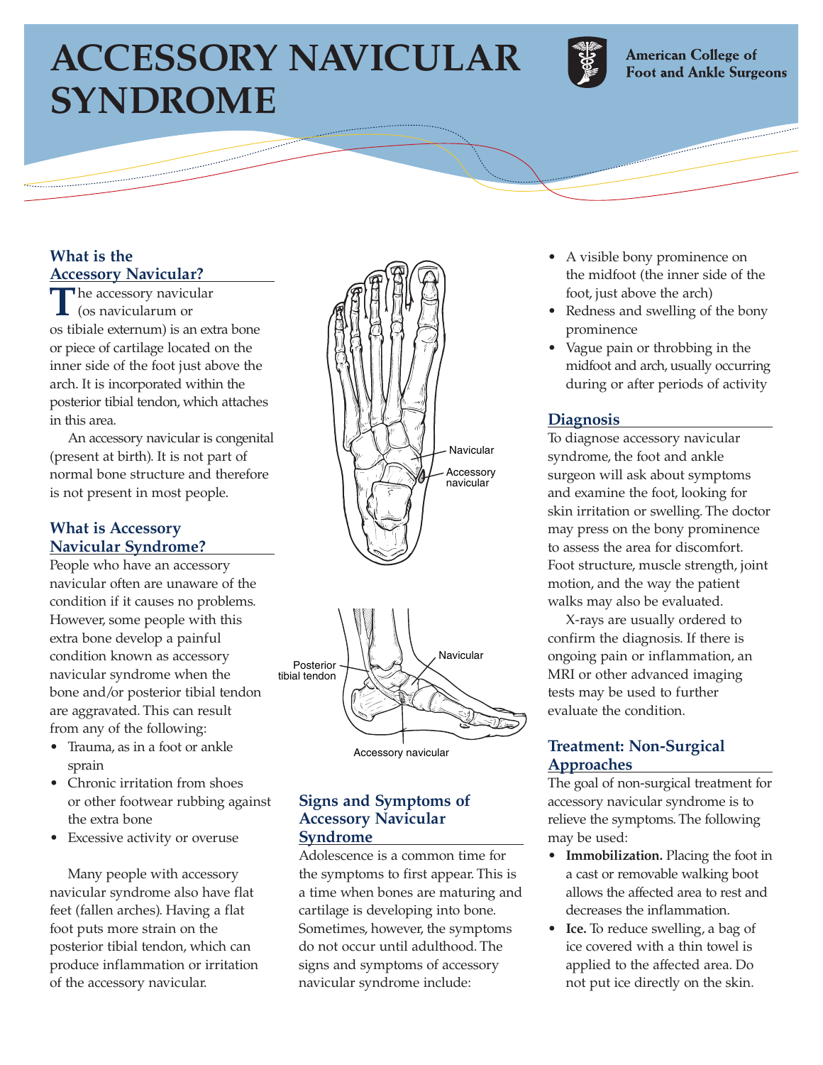# ACCESSORY NAVICULAR SYNDROME

American College of Foot and Ankle Surgeons

## What is the Accessory Navicular?

The accessory navicular (os navicularum or os tibiale externum) is an extra bone or piece of cartilage located on the inner side of the foot just above the arch. It is incorporated within the posterior tibial tendon, which attaches in this area.

An accessory navicular is congenital (present at birth). It is not part of normal bone structure and therefore is not present in most people.

## What is Accessory Navicular Syndrome?

People who have an accessory navicular often are unaware of the condition if it causes no problems. However, some people with this extra bone develop a painful condition known as accessory navicular syndrome when the bone and/or posterior tibial tendon are aggravated. This can result from any of the following:

- Trauma, as in a foot or ankle sprain
- Chronic irritation from shoes or other footwear rubbing against the extra bone
- Excessive activity or overuse

Many people with accessory navicular syndrome also have flat feet (fallen arches). Having a flat foot puts more strain on the posterior tibial tendon, which can produce inflammation or irritation of the accessory navicular.

Navicular

Accessory navicular

Posterior tibial tendon

Navicular

Accessory navicular

## Signs and Symptoms of Accessory Navicular Syndrome

Adolescence is a common time for the symptoms to first appear. This is a time when bones are maturing and cartilage is developing into bone. Sometimes, however, the symptoms do not occur until adulthood. The signs and symptoms of accessory navicular syndrome include:

- A visible bony prominence on the midfoot (the inner side of the foot, just above the arch)
- Redness and swelling of the bony prominence
- Vague pain or throbbing in the midfoot and arch, usually occurring during or after periods of activity

## Diagnosis

To diagnose accessory navicular syndrome, the foot and ankle surgeon will ask about symptoms and examine the foot, looking for skin irritation or swelling. The doctor may press on the bony prominence to assess the area for discomfort. Foot structure, muscle strength, joint motion, and the way the patient walks may also be evaluated.

X-rays are usually ordered to confirm the diagnosis. If there is ongoing pain or inflammation, an MRI or other advanced imaging tests may be used to further evaluate the condition.

## Treatment: Non-Surgical Approaches

The goal of non-surgical treatment for accessory navicular syndrome is to relieve the symptoms. The following may be used:

- **Immobilization.** Placing the foot in a cast or removable walking boot allows the affected area to rest and decreases the inflammation.
- **Ice.** To reduce swelling, a bag of ice covered with a thin towel is applied to the affected area. Do not put ice directly on the skin.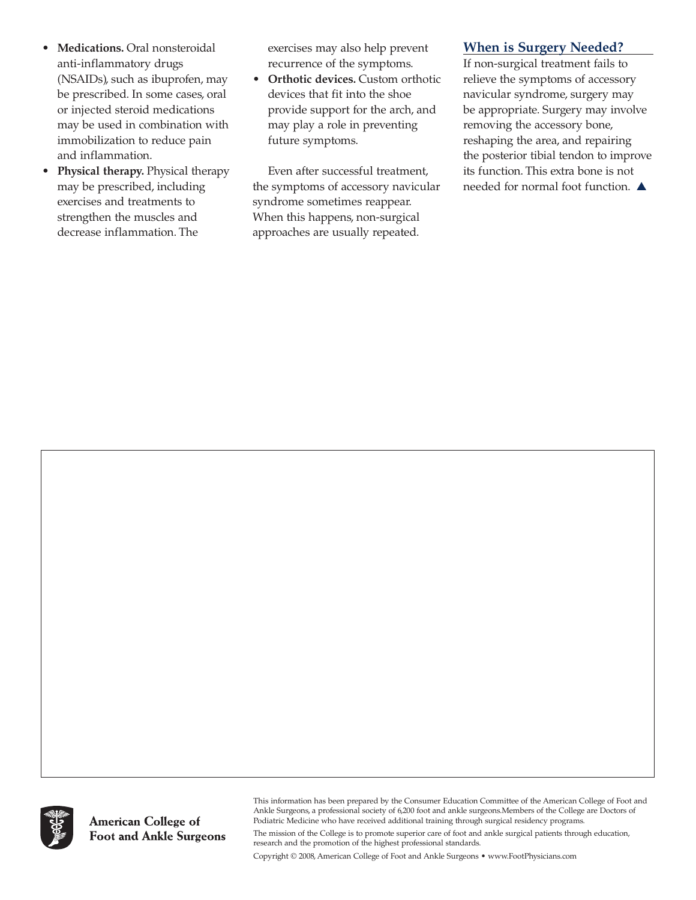- **Medications.** Oral nonsteroidal anti-inflammatory drugs (NSAIDs), such as ibuprofen, may be prescribed. In some cases, oral or injected steroid medications may be used in combination with immobilization to reduce pain and inflammation.
- **Physical therapy.** Physical therapy may be prescribed, including exercises and treatments to strengthen the muscles and decrease inflammation. The exercises may also help prevent recurrence of the symptoms.
- **Orthotic devices.** Custom orthotic devices that fit into the shoe provide support for the arch, and may play a role in preventing future symptoms.

Even after successful treatment, the symptoms of accessory navicular syndrome sometimes reappear. When this happens, non-surgical approaches are usually repeated.

## When is Surgery Needed?

If non-surgical treatment fails to relieve the symptoms of accessory navicular syndrome, surgery may be appropriate. Surgery may involve removing the accessory bone, reshaping the area, and repairing the posterior tibial tendon to improve its function. This extra bone is not needed for normal foot function. ▲

**American College of Foot and Ankle Surgeons**

This information has been prepared by the Consumer Education Committee of the American College of Foot and Ankle Surgeons, a professional society of 6,200 foot and ankle surgeons.Members of the College are Doctors of Podiatric Medicine who have received additional training through surgical residency programs.

The mission of the College is to promote superior care of foot and ankle surgical patients through education, research and the promotion of the highest professional standards.

Copyright © 2008, American College of Foot and Ankle Surgeons • www.FootPhysicians.com